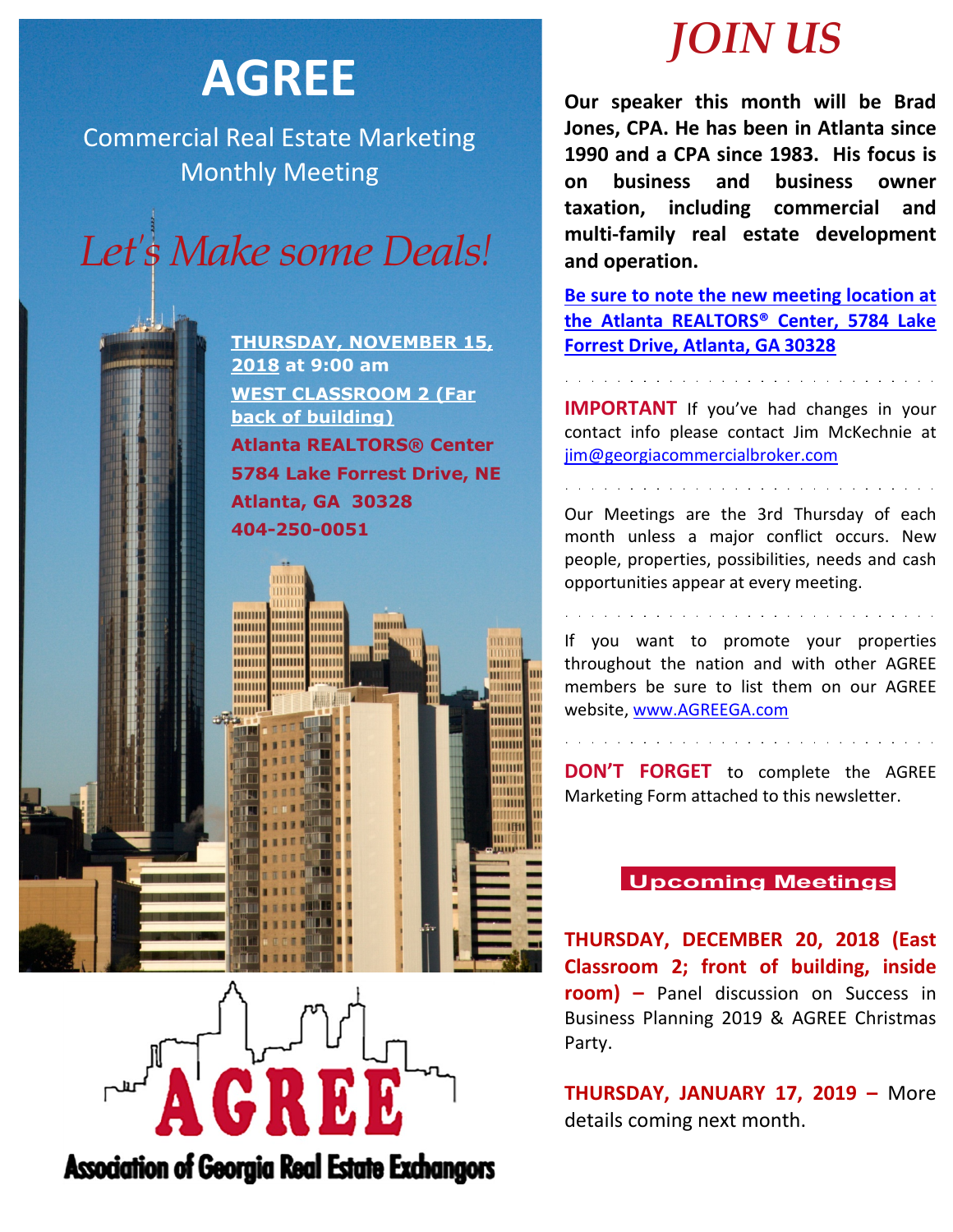# AGREE

Commercial Real Estate Marketing Monthly Meeting

*Let's Make some Deals!*

**THURSDAY, NOVEMBER 15, 2018 at 9:00 am**

**WEST CLASSROOM 2 (Far back of building)**

**Atlanta REALTORS® Center**
**5784 Lake Forrest Drive, NE**
**Atlanta, GA 30328**
**404-250-0051**

AGREE
Association of Georgia Real Estate Exchangors

# *JOIN US*

**Our speaker this month will be Brad Jones, CPA. He has been in Atlanta since 1990 and a CPA since 1983. His focus is on business and business owner taxation, including commercial and multi-family real estate development and operation.**

**Be sure to note the new meeting location at the Atlanta REALTORS® Center, 5784 Lake Forrest Drive, Atlanta, GA 30328**

**IMPORTANT** If you've had changes in your contact info please contact Jim McKechnie at jim@georgiacommercialbroker.com

Our Meetings are the 3rd Thursday of each month unless a major conflict occurs. New people, properties, possibilities, needs and cash opportunities appear at every meeting.

If you want to promote your properties throughout the nation and with other AGREE members be sure to list them on our AGREE website, www.AGREEGA.com

**DON'T FORGET** to complete the AGREE Marketing Form attached to this newsletter.

## Upcoming Meetings

**THURSDAY, DECEMBER 20, 2018 (East Classroom 2; front of building, inside room) –** Panel discussion on Success in Business Planning 2019 & AGREE Christmas Party.

**THURSDAY, JANUARY 17, 2019 –** More details coming next month.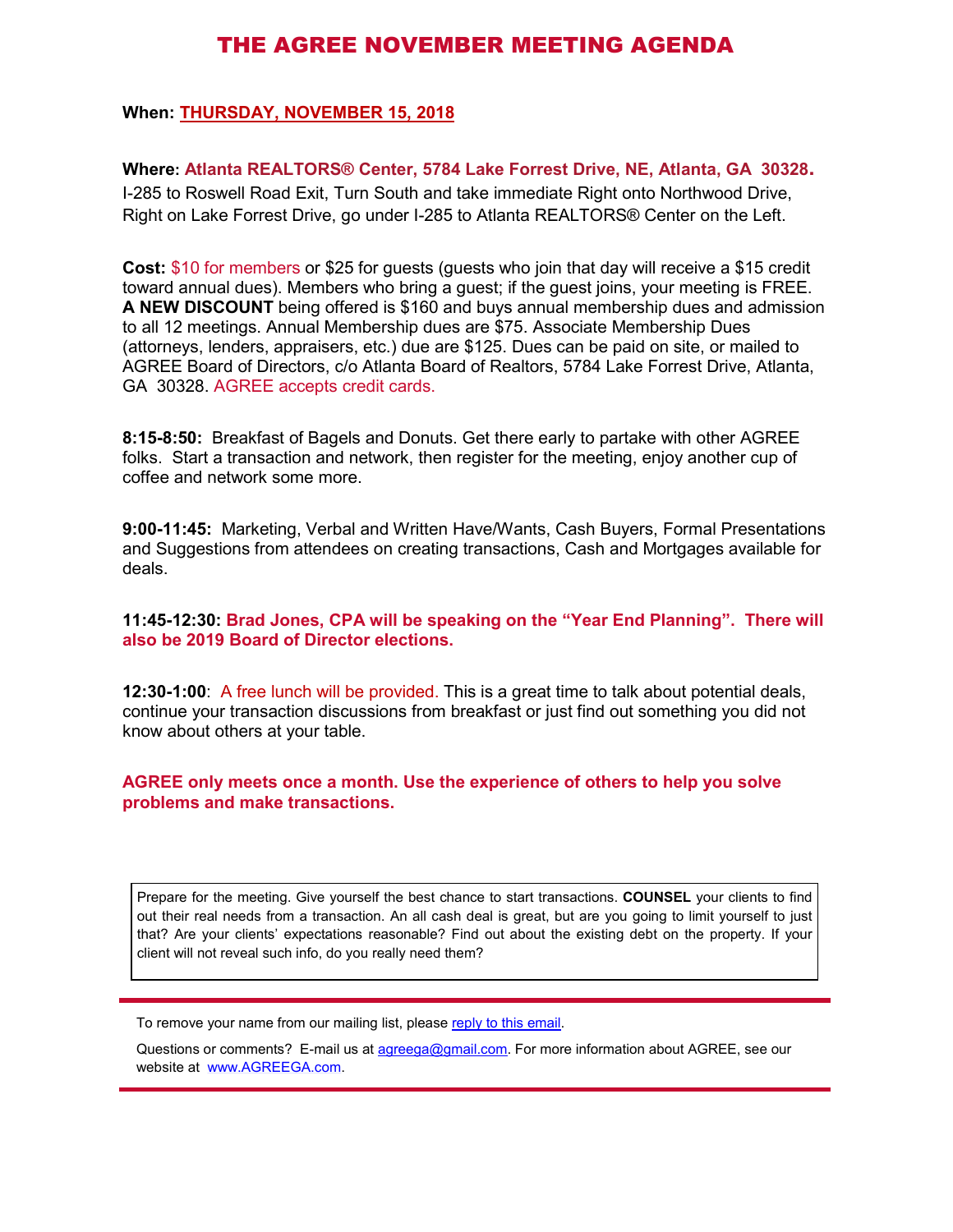# THE AGREE NOVEMBER MEETING AGENDA

**When: THURSDAY, NOVEMBER 15, 2018**

**Where: Atlanta REALTORS® Center, 5784 Lake Forrest Drive, NE, Atlanta, GA 30328.**
I-285 to Roswell Road Exit, Turn South and take immediate Right onto Northwood Drive, Right on Lake Forrest Drive, go under I-285 to Atlanta REALTORS® Center on the Left.

**Cost:** $10 for members or $25 for guests (guests who join that day will receive a $15 credit toward annual dues). Members who bring a guest; if the guest joins, your meeting is FREE. **A NEW DISCOUNT** being offered is $160 and buys annual membership dues and admission to all 12 meetings. Annual Membership dues are $75. Associate Membership Dues (attorneys, lenders, appraisers, etc.) due are $125. Dues can be paid on site, or mailed to AGREE Board of Directors, c/o Atlanta Board of Realtors, 5784 Lake Forrest Drive, Atlanta, GA 30328. AGREE accepts credit cards.

**8:15-8:50:** Breakfast of Bagels and Donuts. Get there early to partake with other AGREE folks. Start a transaction and network, then register for the meeting, enjoy another cup of coffee and network some more.

**9:00-11:45:** Marketing, Verbal and Written Have/Wants, Cash Buyers, Formal Presentations and Suggestions from attendees on creating transactions, Cash and Mortgages available for deals.

**11:45-12:30: Brad Jones, CPA will be speaking on the "Year End Planning". There will also be 2019 Board of Director elections.**

**12:30-1:00**: A free lunch will be provided. This is a great time to talk about potential deals, continue your transaction discussions from breakfast or just find out something you did not know about others at your table.

**AGREE only meets once a month. Use the experience of others to help you solve problems and make transactions.**

Prepare for the meeting. Give yourself the best chance to start transactions. **COUNSEL** your clients to find out their real needs from a transaction. An all cash deal is great, but are you going to limit yourself to just that? Are your clients' expectations reasonable? Find out about the existing debt on the property. If your client will not reveal such info, do you really need them?

---

To remove your name from our mailing list, please reply to this email.

Questions or comments? E-mail us at agreega@gmail.com. For more information about AGREE, see our website at www.AGREEGA.com.